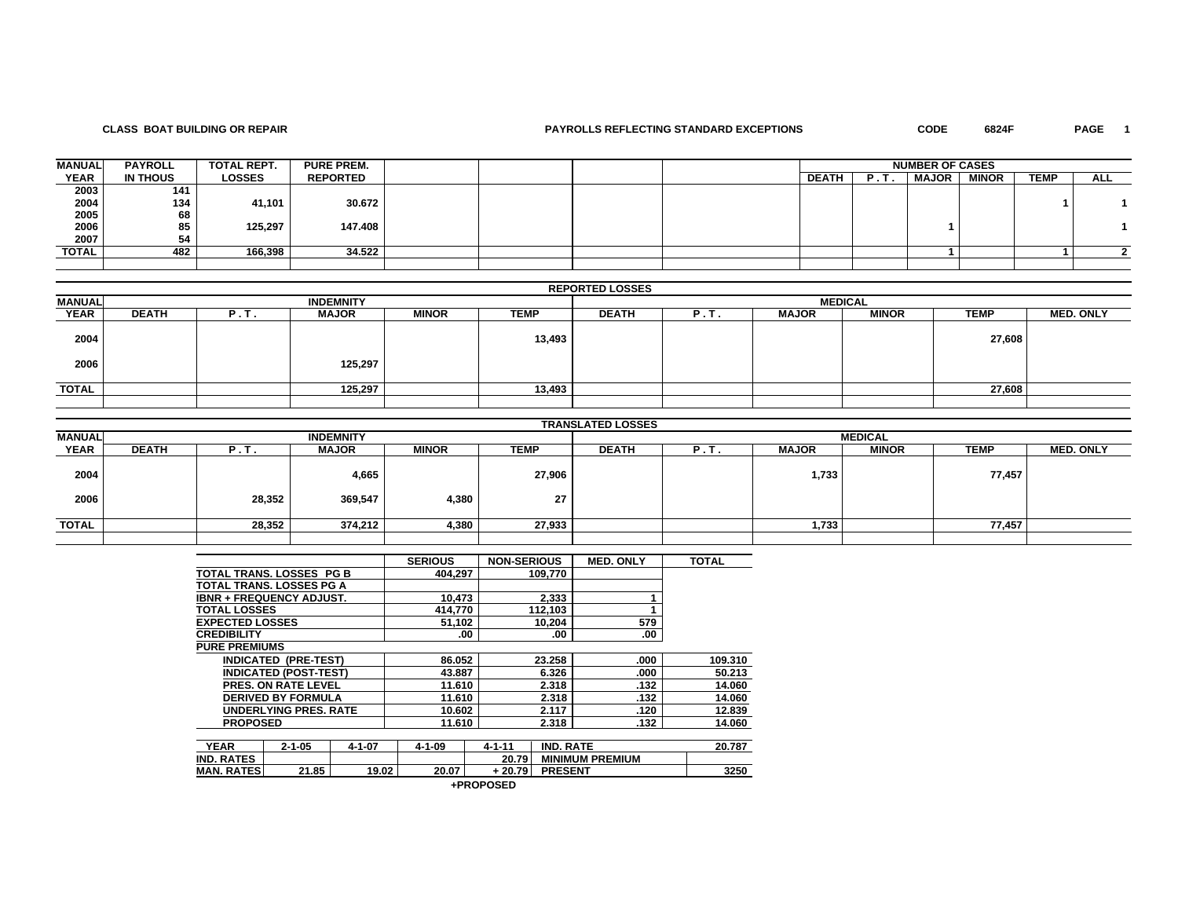**CLASS BOAT BUILDING OR REPAIR** **PAYROLLS REFLECTING STANDARD EXCEPTIONS** **CODE 6824F**

| MANUAL YEAR | PAYROLL IN THOUS | TOTAL REPT. LOSSES | PURE PREM. REPORTED | | | | | NUMBER OF CASES DEATH | P.T. | MAJOR | MINOR | TEMP | ALL |
|---|---|---|---|---|---|---|---|---|---|---|---|---|---|
| 2003 | 141 | | | | | | | | | | | | |
| 2004 | 134 | 41,101 | 30.672 | | | | | | | | | 1 | 1 |
| 2005 | 68 | | | | | | | | | | | | |
| 2006 | 85 | 125,297 | 147.408 | | | | | | | 1 | | | 1 |
| 2007 | 54 | | | | | | | | | | | | |
| TOTAL | 482 | 166,398 | 34.522 | | | | | | | 1 | | 1 | 2 |

**REPORTED LOSSES**

| MANUAL YEAR | INDEMNITY DEATH | P.T. | MAJOR | MINOR | TEMP | MEDICAL DEATH | P.T. | MAJOR | MINOR | TEMP | MED. ONLY |
|---|---|---|---|---|---|---|---|---|---|---|---|
| 2004 | | | | | 13,493 | | | | | 27,608 | |
| 2006 | | | 125,297 | | | | | | | | |
| TOTAL | | | 125,297 | | 13,493 | | | | | 27,608 | |

**TRANSLATED LOSSES**

| MANUAL YEAR | INDEMNITY DEATH | P.T. | MAJOR | MINOR | TEMP | MEDICAL DEATH | P.T. | MAJOR | MINOR | TEMP | MED. ONLY |
|---|---|---|---|---|---|---|---|---|---|---|---|
| 2004 | | | 4,665 | | 27,906 | | | 1,733 | | 77,457 | |
| 2006 | | 28,352 | 369,547 | 4,380 | 27 | | | | | | |
| TOTAL | | 28,352 | 374,212 | 4,380 | 27,933 | | | 1,733 | | 77,457 | |

| | SERIOUS | NON-SERIOUS | MED. ONLY | TOTAL |
|---|---|---|---|---|
| TOTAL TRANS. LOSSES PG B | 404,297 | 109,770 | | |
| TOTAL TRANS. LOSSES PG A | | | | |
| IBNR + FREQUENCY ADJUST. | 10,473 | 2,333 | 1 | |
| TOTAL LOSSES | 414,770 | 112,103 | 1 | |
| EXPECTED LOSSES | 51,102 | 10,204 | 579 | |
| CREDIBILITY | .00 | .00 | .00 | |
| PURE PREMIUMS | | | | |
| INDICATED (PRE-TEST) | 86.052 | 23.258 | .000 | 109.310 |
| INDICATED (POST-TEST) | 43.887 | 6.326 | .000 | 50.213 |
| PRES. ON RATE LEVEL | 11.610 | 2.318 | .132 | 14.060 |
| DERIVED BY FORMULA | 11.610 | 2.318 | .132 | 14.060 |
| UNDERLYING PRES. RATE | 10.602 | 2.117 | .120 | 12.839 |
| PROPOSED | 11.610 | 2.318 | .132 | 14.060 |

| YEAR | 2-1-05 | 4-1-07 | 4-1-09 | 4-1-11 | IND. RATE | 20.787 |
|---|---|---|---|---|---|---|
| IND. RATES | | | | 20.79 | MINIMUM PREMIUM | |
| MAN. RATES | 21.85 | 19.02 | 20.07 | + 20.79 | PRESENT | 3250 |

+PROPOSED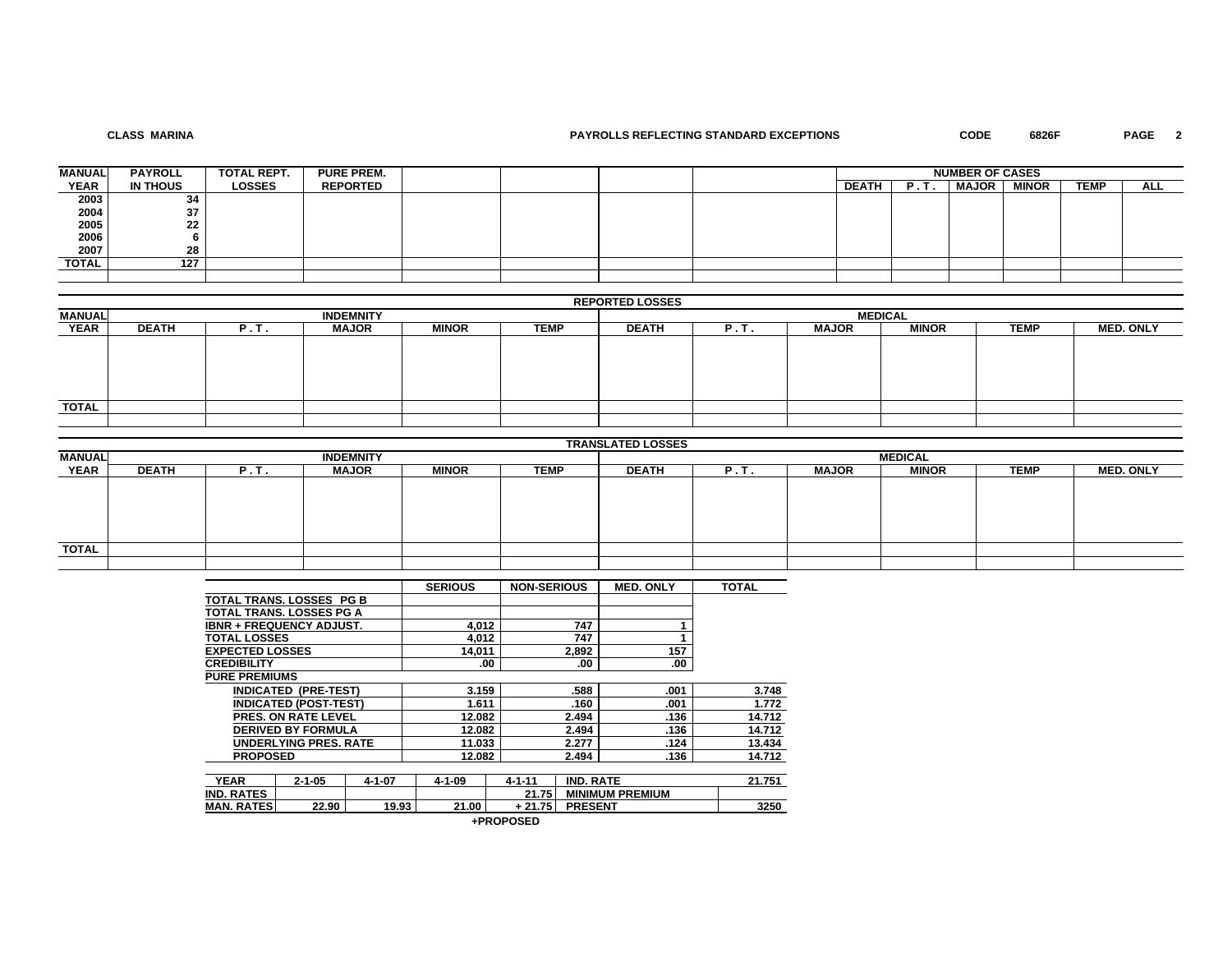**CLASS MARINA** — **PAYROLLS REFLECTING STANDARD EXCEPTIONS** — **CODE 6826F**

| MANUAL YEAR | PAYROLL IN THOUS | TOTAL REPT. LOSSES | PURE PREM. REPORTED | | | | | NUMBER OF CASES DEATH | P.T. | MAJOR | MINOR | TEMP | ALL |
|---|---|---|---|---|---|---|---|---|---|---|---|---|---|
| 2003 | 34 | | | | | | | | | | | | |
| 2004 | 37 | | | | | | | | | | | | |
| 2005 | 22 | | | | | | | | | | | | |
| 2006 | 6 | | | | | | | | | | | | |
| 2007 | 28 | | | | | | | | | | | | |
| TOTAL | 127 | | | | | | | | | | | | |

**REPORTED LOSSES**

| MANUAL YEAR | INDEMNITY DEATH | P.T. | MAJOR | MINOR | TEMP | MEDICAL DEATH | P.T. | MAJOR | MINOR | TEMP | MED. ONLY |
|---|---|---|---|---|---|---|---|---|---|---|---|
| | | | | | | | | | | | |
| TOTAL | | | | | | | | | | | |

**TRANSLATED LOSSES**

| MANUAL YEAR | INDEMNITY DEATH | P.T. | MAJOR | MINOR | TEMP | MEDICAL DEATH | P.T. | MAJOR | MINOR | TEMP | MED. ONLY |
|---|---|---|---|---|---|---|---|---|---|---|---|
| | | | | | | | | | | | |
| TOTAL | | | | | | | | | | | |

| | SERIOUS | NON-SERIOUS | MED. ONLY | TOTAL |
|---|---|---|---|---|
| TOTAL TRANS. LOSSES PG B | | | | |
| TOTAL TRANS. LOSSES PG A | | | | |
| IBNR + FREQUENCY ADJUST. | 4,012 | 747 | 1 | |
| TOTAL LOSSES | 4,012 | 747 | 1 | |
| EXPECTED LOSSES | 14,011 | 2,892 | 157 | |
| CREDIBILITY | .00 | .00 | .00 | |
| PURE PREMIUMS | | | | |
| INDICATED (PRE-TEST) | 3.159 | .588 | .001 | 3.748 |
| INDICATED (POST-TEST) | 1.611 | .160 | .001 | 1.772 |
| PRES. ON RATE LEVEL | 12.082 | 2.494 | .136 | 14.712 |
| DERIVED BY FORMULA | 12.082 | 2.494 | .136 | 14.712 |
| UNDERLYING PRES. RATE | 11.033 | 2.277 | .124 | 13.434 |
| PROPOSED | 12.082 | 2.494 | .136 | 14.712 |

| YEAR | 2-1-05 | 4-1-07 | 4-1-09 | 4-1-11 | IND. RATE | 21.751 |
|---|---|---|---|---|---|---|
| IND. RATES | | | | 21.75 | MINIMUM PREMIUM | |
| MAN. RATES | 22.90 | 19.93 | 21.00 | + 21.75 | PRESENT | 3250 |

+PROPOSED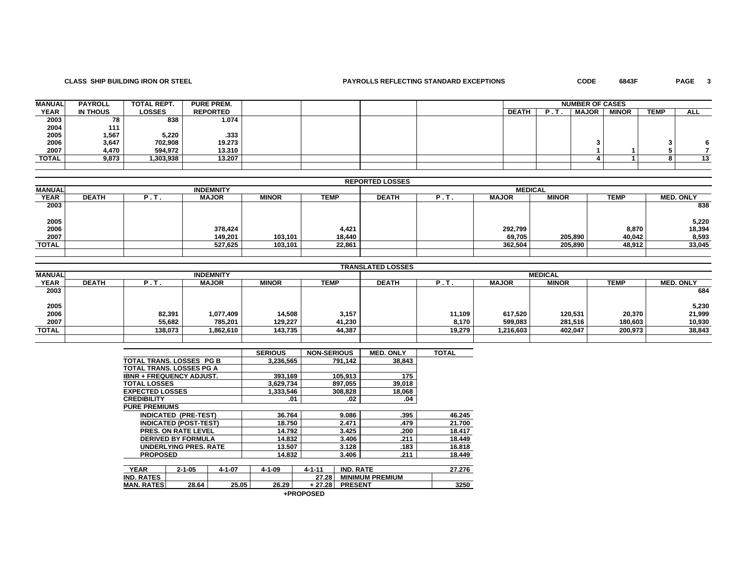**CLASS SHIP BUILDING IRON OR STEEL** **PAYROLLS REFLECTING STANDARD EXCEPTIONS** **CODE 6843F**

| MANUAL YEAR | PAYROLL IN THOUS | TOTAL REPT. LOSSES | PURE PREM. REPORTED | | | | | DEATH | P.T. | MAJOR | MINOR | TEMP | ALL |
|---|---|---|---|---|---|---|---|---|---|---|---|---|---|
| | | | | | | | | NUMBER OF CASES | | | | | |
| 2003 | 78 | 838 | 1.074 | | | | | | | | | | |
| 2004 | 111 | | | | | | | | | | | | |
| 2005 | 1,567 | 5,220 | .333 | | | | | | | | | | |
| 2006 | 3,647 | 702,908 | 19.273 | | | | | | | 3 | | 3 | 6 |
| 2007 | 4,470 | 594,972 | 13.310 | | | | | | | 1 | 1 | 5 | 7 |
| TOTAL | 9,873 | 1,303,938 | 13.207 | | | | | | | 4 | 1 | 8 | 13 |

**REPORTED LOSSES**

| MANUAL YEAR | INDEMNITY DEATH | INDEMNITY P.T. | INDEMNITY MAJOR | INDEMNITY MINOR | INDEMNITY TEMP | MEDICAL DEATH | MEDICAL P.T. | MEDICAL MAJOR | MEDICAL MINOR | MEDICAL TEMP | MED. ONLY |
|---|---|---|---|---|---|---|---|---|---|---|---|
| 2003 | | | | | | | | | | | 838 |
| 2005 | | | | | | | | | | | 5,220 |
| 2006 | | | 378,424 | | 4,421 | | | 292,799 | | 8,870 | 18,394 |
| 2007 | | | 149,201 | 103,101 | 18,440 | | | 69,705 | 205,890 | 40,042 | 8,593 |
| TOTAL | | | 527,625 | 103,101 | 22,861 | | | 362,504 | 205,890 | 48,912 | 33,045 |

**TRANSLATED LOSSES**

| MANUAL YEAR | INDEMNITY DEATH | INDEMNITY P.T. | INDEMNITY MAJOR | INDEMNITY MINOR | INDEMNITY TEMP | MEDICAL DEATH | MEDICAL P.T. | MEDICAL MAJOR | MEDICAL MINOR | MEDICAL TEMP | MED. ONLY |
|---|---|---|---|---|---|---|---|---|---|---|---|
| 2003 | | | | | | | | | | | 684 |
| 2005 | | | | | | | | | | | 5,230 |
| 2006 | | 82,391 | 1,077,409 | 14,508 | 3,157 | | 11,109 | 617,520 | 120,531 | 20,370 | 21,999 |
| 2007 | | 55,682 | 785,201 | 129,227 | 41,230 | | 8,170 | 599,083 | 281,516 | 180,603 | 10,930 |
| TOTAL | | 138,073 | 1,862,610 | 143,735 | 44,387 | | 19,279 | 1,216,603 | 402,047 | 200,973 | 38,843 |

| | SERIOUS | NON-SERIOUS | MED. ONLY | TOTAL |
|---|---|---|---|---|
| TOTAL TRANS. LOSSES PG B | 3,236,565 | 791,142 | 38,843 | |
| TOTAL TRANS. LOSSES PG A | | | | |
| IBNR + FREQUENCY ADJUST. | 393,169 | 105,913 | 175 | |
| TOTAL LOSSES | 3,629,734 | 897,055 | 39,018 | |
| EXPECTED LOSSES | 1,333,546 | 308,828 | 18,068 | |
| CREDIBILITY | .01 | .02 | .04 | |
| PURE PREMIUMS | | | | |
| INDICATED (PRE-TEST) | 36.764 | 9.086 | .395 | 46.245 |
| INDICATED (POST-TEST) | 18.750 | 2.471 | .479 | 21.700 |
| PRES. ON RATE LEVEL | 14.792 | 3.425 | .200 | 18.417 |
| DERIVED BY FORMULA | 14.832 | 3.406 | .211 | 18.449 |
| UNDERLYING PRES. RATE | 13.507 | 3.128 | .183 | 16.818 |
| PROPOSED | 14.832 | 3.406 | .211 | 18.449 |

| YEAR | 2-1-05 | 4-1-07 | 4-1-09 | 4-1-11 | IND. RATE | 27.276 |
|---|---|---|---|---|---|---|
| IND. RATES | | | | 27.28 | MINIMUM PREMIUM | |
| MAN. RATES | 28.64 | 25.05 | 26.29 | + 27.28 | PRESENT | 3250 |

+PROPOSED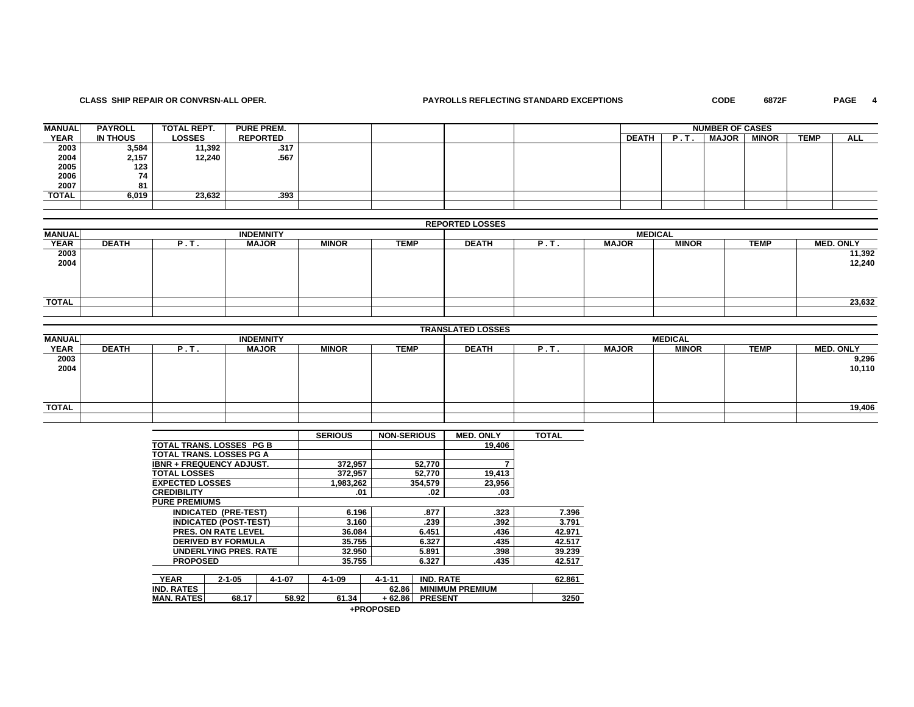**CLASS SHIP REPAIR OR CONVRSN-ALL OPER.** **PAYROLLS REFLECTING STANDARD EXCEPTIONS** **CODE 6872F**

| MANUAL YEAR | PAYROLL IN THOUS | TOTAL REPT. LOSSES | PURE PREM. REPORTED | | | | | NUMBER OF CASES DEATH | P.T. | MAJOR | MINOR | TEMP | ALL |
|---|---|---|---|---|---|---|---|---|---|---|---|---|---|
| 2003 | 3,584 | 11,392 | .317 | | | | | | | | | | |
| 2004 | 2,157 | 12,240 | .567 | | | | | | | | | | |
| 2005 | 123 | | | | | | | | | | | | |
| 2006 | 74 | | | | | | | | | | | | |
| 2007 | 81 | | | | | | | | | | | | |
| TOTAL | 6,019 | 23,632 | .393 | | | | | | | | | | |

**REPORTED LOSSES**

| MANUAL | INDEMNITY | | | | | MEDICAL | | | | | |
|---|---|---|---|---|---|---|---|---|---|---|---|
| YEAR | DEATH | P.T. | MAJOR | MINOR | TEMP | DEATH | P.T. | MAJOR | MINOR | TEMP | MED. ONLY |
| 2003 | | | | | | | | | | | 11,392 |
| 2004 | | | | | | | | | | | 12,240 |
| TOTAL | | | | | | | | | | | 23,632 |

**TRANSLATED LOSSES**

| MANUAL | INDEMNITY | | | | | MEDICAL | | | | | |
|---|---|---|---|---|---|---|---|---|---|---|---|
| YEAR | DEATH | P.T. | MAJOR | MINOR | TEMP | DEATH | P.T. | MAJOR | MINOR | TEMP | MED. ONLY |
| 2003 | | | | | | | | | | | 9,296 |
| 2004 | | | | | | | | | | | 10,110 |
| TOTAL | | | | | | | | | | | 19,406 |

| | SERIOUS | NON-SERIOUS | MED. ONLY | TOTAL |
|---|---|---|---|---|
| TOTAL TRANS. LOSSES PG B | | | 19,406 | |
| TOTAL TRANS. LOSSES PG A | | | | |
| IBNR + FREQUENCY ADJUST. | 372,957 | 52,770 | 7 | |
| TOTAL LOSSES | 372,957 | 52,770 | 19,413 | |
| EXPECTED LOSSES | 1,983,262 | 354,579 | 23,956 | |
| CREDIBILITY | .01 | .02 | .03 | |
| PURE PREMIUMS | | | | |
| INDICATED (PRE-TEST) | 6.196 | .877 | .323 | 7.396 |
| INDICATED (POST-TEST) | 3.160 | .239 | .392 | 3.791 |
| PRES. ON RATE LEVEL | 36.084 | 6.451 | .436 | 42.971 |
| DERIVED BY FORMULA | 35.755 | 6.327 | .435 | 42.517 |
| UNDERLYING PRES. RATE | 32.950 | 5.891 | .398 | 39.239 |
| PROPOSED | 35.755 | 6.327 | .435 | 42.517 |

| YEAR | 2-1-05 | 4-1-07 | 4-1-09 | 4-1-11 | IND. RATE | 62.861 |
|---|---|---|---|---|---|---|
| IND. RATES | | | | 62.86 | MINIMUM PREMIUM | |
| MAN. RATES | 68.17 | 58.92 | 61.34 | + 62.86 | PRESENT | 3250 |

+PROPOSED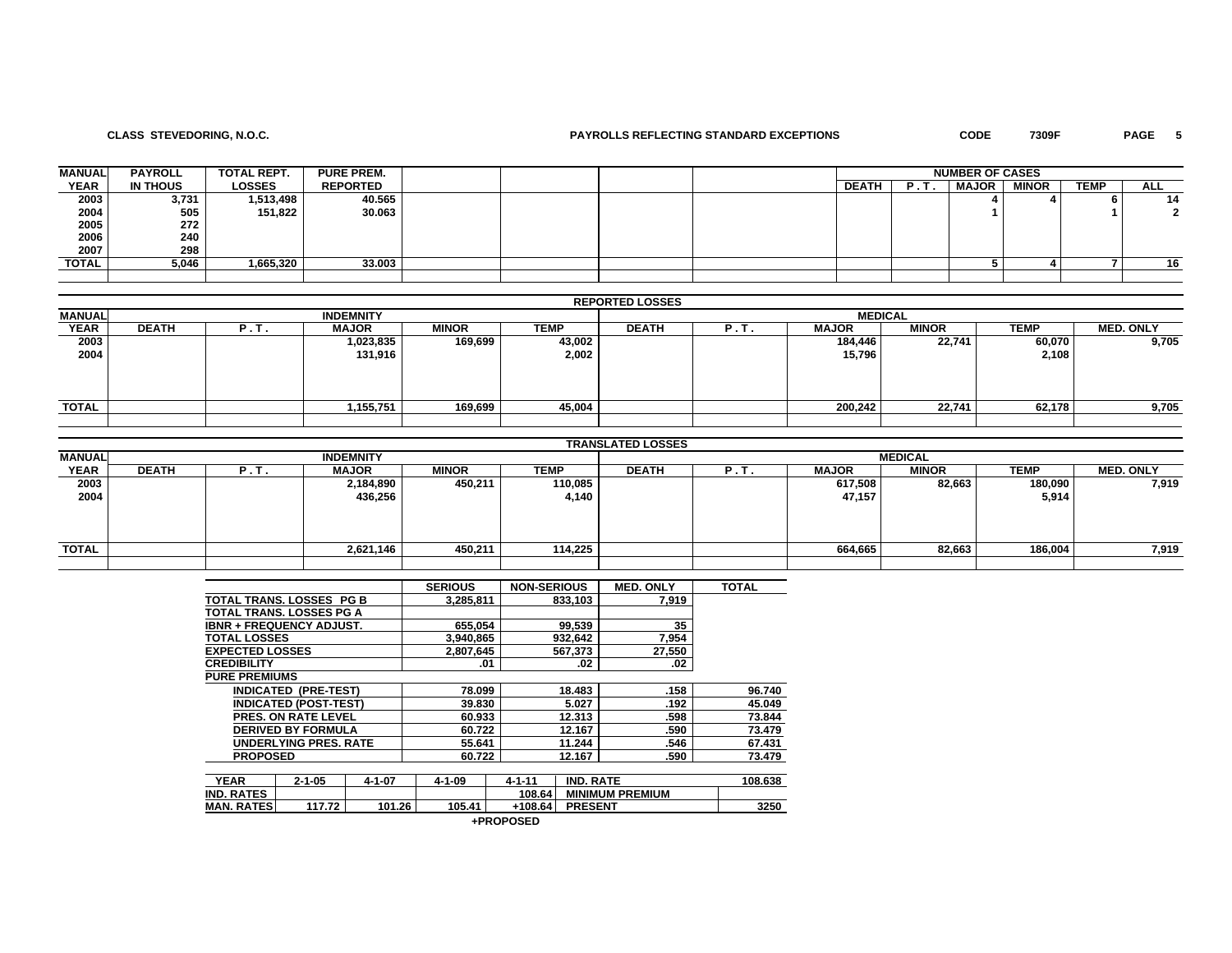**CLASS STEVEDORING, N.O.C.** **PAYROLLS REFLECTING STANDARD EXCEPTIONS** **CODE 7309F**

| MANUAL YEAR | PAYROLL IN THOUS | TOTAL REPT. LOSSES | PURE PREM. REPORTED | | | | | NUMBER OF CASES | | | | | |
|---|---|---|---|---|---|---|---|---|---|---|---|---|---|
| | | | | | | | | DEATH | P.T. | MAJOR | MINOR | TEMP | ALL |
| 2003 | 3,731 | 1,513,498 | 40.565 | | | | | | | 4 | 4 | 6 | 14 |
| 2004 | 505 | 151,822 | 30.063 | | | | | | | 1 | | 1 | 2 |
| 2005 | 272 | | | | | | | | | | | | |
| 2006 | 240 | | | | | | | | | | | | |
| 2007 | 298 | | | | | | | | | | | | |
| TOTAL | 5,046 | 1,665,320 | 33.003 | | | | | | | 5 | 4 | 7 | 16 |

**REPORTED LOSSES**

| MANUAL YEAR | INDEMNITY | | | | | MEDICAL | | | | | |
|---|---|---|---|---|---|---|---|---|---|---|---|
| | DEATH | P.T. | MAJOR | MINOR | TEMP | DEATH | P.T. | MAJOR | MINOR | TEMP | MED. ONLY |
| 2003 | | | 1,023,835 | 169,699 | 43,002 | | | 184,446 | 22,741 | 60,070 | 9,705 |
| 2004 | | | 131,916 | | 2,002 | | | 15,796 | | 2,108 | |
| TOTAL | | | 1,155,751 | 169,699 | 45,004 | | | 200,242 | 22,741 | 62,178 | 9,705 |

**TRANSLATED LOSSES**

| MANUAL YEAR | INDEMNITY | | | | | MEDICAL | | | | | |
|---|---|---|---|---|---|---|---|---|---|---|---|
| | DEATH | P.T. | MAJOR | MINOR | TEMP | DEATH | P.T. | MAJOR | MINOR | TEMP | MED. ONLY |
| 2003 | | | 2,184,890 | 450,211 | 110,085 | | | 617,508 | 82,663 | 180,090 | 7,919 |
| 2004 | | | 436,256 | | 4,140 | | | 47,157 | | 5,914 | |
| TOTAL | | | 2,621,146 | 450,211 | 114,225 | | | 664,665 | 82,663 | 186,004 | 7,919 |

| | SERIOUS | NON-SERIOUS | MED. ONLY | TOTAL |
|---|---|---|---|---|
| TOTAL TRANS. LOSSES PG B | 3,285,811 | 833,103 | 7,919 | |
| TOTAL TRANS. LOSSES PG A | | | | |
| IBNR + FREQUENCY ADJUST. | 655,054 | 99,539 | 35 | |
| TOTAL LOSSES | 3,940,865 | 932,642 | 7,954 | |
| EXPECTED LOSSES | 2,807,645 | 567,373 | 27,550 | |
| CREDIBILITY | .01 | .02 | .02 | |
| PURE PREMIUMS | | | | |
| INDICATED (PRE-TEST) | 78.099 | 18.483 | .158 | 96.740 |
| INDICATED (POST-TEST) | 39.830 | 5.027 | .192 | 45.049 |
| PRES. ON RATE LEVEL | 60.933 | 12.313 | .598 | 73.844 |
| DERIVED BY FORMULA | 60.722 | 12.167 | .590 | 73.479 |
| UNDERLYING PRES. RATE | 55.641 | 11.244 | .546 | 67.431 |
| PROPOSED | 60.722 | 12.167 | .590 | 73.479 |

| YEAR | 2-1-05 | 4-1-07 | 4-1-09 | 4-1-11 | IND. RATE | 108.638 |
|---|---|---|---|---|---|---|
| IND. RATES | | | | 108.64 | MINIMUM PREMIUM | |
| MAN. RATES | 117.72 | 101.26 | 105.41 | +108.64 | PRESENT | 3250 |

+PROPOSED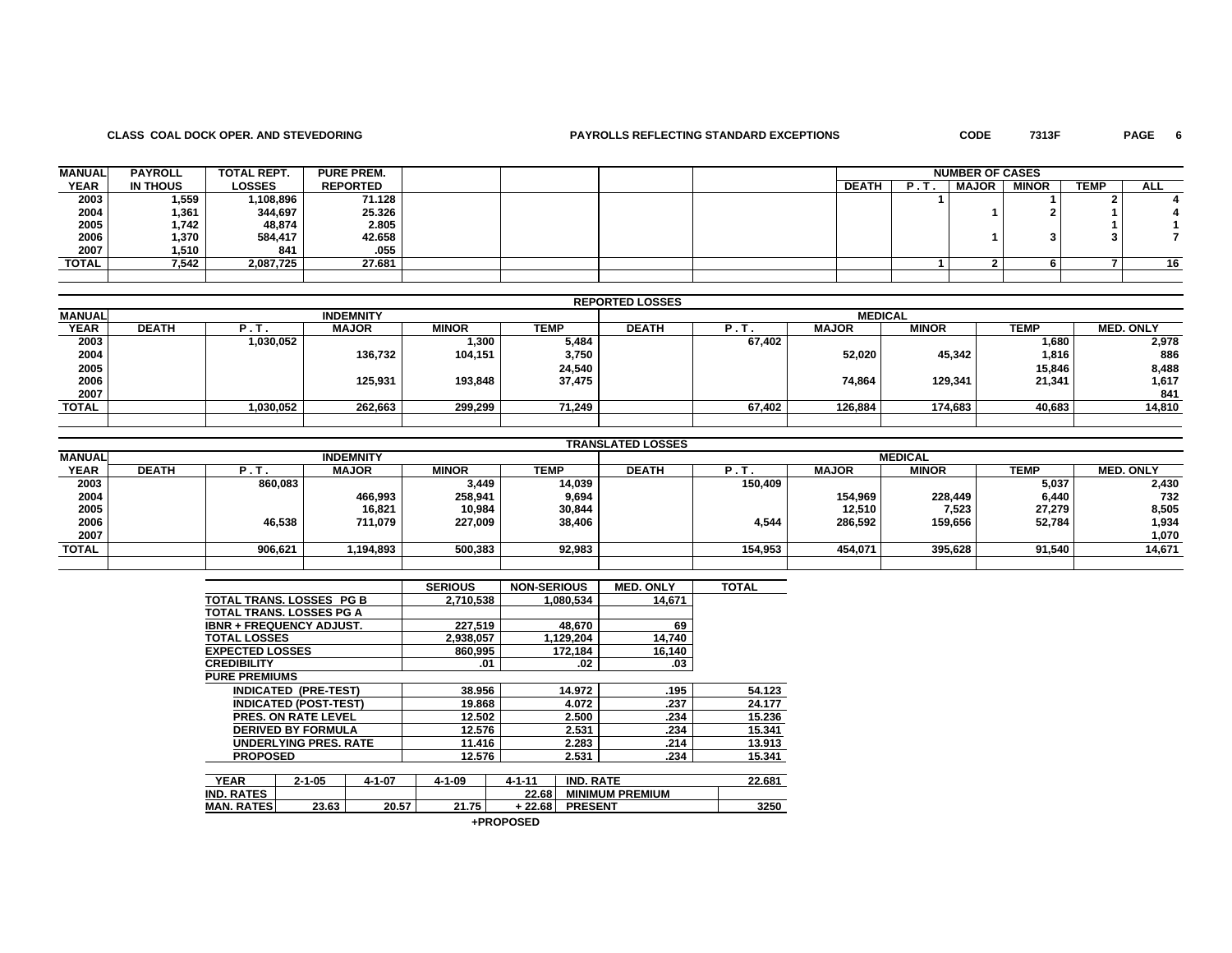**CLASS COAL DOCK OPER. AND STEVEDORING** **PAYROLLS REFLECTING STANDARD EXCEPTIONS** **CODE 7313F**

| MANUAL YEAR | PAYROLL IN THOUS | TOTAL REPT. LOSSES | PURE PREM. REPORTED | | | | | NUMBER OF CASES DEATH | P.T. | MAJOR | MINOR | TEMP | ALL |
|---|---|---|---|---|---|---|---|---|---|---|---|---|---|
| 2003 | 1,559 | 1,108,896 | 71.128 | | | | | | 1 | | 1 | 2 | 4 |
| 2004 | 1,361 | 344,697 | 25.326 | | | | | | | 1 | 2 | 1 | 4 |
| 2005 | 1,742 | 48,874 | 2.805 | | | | | | | | | 1 | 1 |
| 2006 | 1,370 | 584,417 | 42.658 | | | | | | | 1 | 3 | 3 | 7 |
| 2007 | 1,510 | 841 | .055 | | | | | | | | | | |
| TOTAL | 7,542 | 2,087,725 | 27.681 | | | | | | 1 | 2 | 6 | 7 | 16 |

**REPORTED LOSSES**

| MANUAL YEAR | INDEMNITY DEATH | P.T. | MAJOR | MINOR | TEMP | MEDICAL DEATH | P.T. | MAJOR | MINOR | TEMP | MED. ONLY |
|---|---|---|---|---|---|---|---|---|---|---|---|
| 2003 | | 1,030,052 | | 1,300 | 5,484 | | 67,402 | | | 1,680 | 2,978 |
| 2004 | | | 136,732 | 104,151 | 3,750 | | | 52,020 | 45,342 | 1,816 | 886 |
| 2005 | | | | | 24,540 | | | | | 15,846 | 8,488 |
| 2006 | | | 125,931 | 193,848 | 37,475 | | | 74,864 | 129,341 | 21,341 | 1,617 |
| 2007 | | | | | | | | | | | 841 |
| TOTAL | | 1,030,052 | 262,663 | 299,299 | 71,249 | | 67,402 | 126,884 | 174,683 | 40,683 | 14,810 |

**TRANSLATED LOSSES**

| MANUAL YEAR | INDEMNITY DEATH | P.T. | MAJOR | MINOR | TEMP | MEDICAL DEATH | P.T. | MAJOR | MINOR | TEMP | MED. ONLY |
|---|---|---|---|---|---|---|---|---|---|---|---|
| 2003 | | 860,083 | | 3,449 | 14,039 | | 150,409 | | | 5,037 | 2,430 |
| 2004 | | | 466,993 | 258,941 | 9,694 | | | 154,969 | 228,449 | 6,440 | 732 |
| 2005 | | | 16,821 | 10,984 | 30,844 | | | 12,510 | 7,523 | 27,279 | 8,505 |
| 2006 | | 46,538 | 711,079 | 227,009 | 38,406 | | 4,544 | 286,592 | 159,656 | 52,784 | 1,934 |
| 2007 | | | | | | | | | | | 1,070 |
| TOTAL | | 906,621 | 1,194,893 | 500,383 | 92,983 | | 154,953 | 454,071 | 395,628 | 91,540 | 14,671 |

| | SERIOUS | NON-SERIOUS | MED. ONLY | TOTAL |
|---|---|---|---|---|
| TOTAL TRANS. LOSSES PG B | 2,710,538 | 1,080,534 | 14,671 | |
| TOTAL TRANS. LOSSES PG A | | | | |
| IBNR + FREQUENCY ADJUST. | 227,519 | 48,670 | 69 | |
| TOTAL LOSSES | 2,938,057 | 1,129,204 | 14,740 | |
| EXPECTED LOSSES | 860,995 | 172,184 | 16,140 | |
| CREDIBILITY | .01 | .02 | .03 | |
| PURE PREMIUMS | | | | |
| INDICATED (PRE-TEST) | 38.956 | 14.972 | .195 | 54.123 |
| INDICATED (POST-TEST) | 19.868 | 4.072 | .237 | 24.177 |
| PRES. ON RATE LEVEL | 12.502 | 2.500 | .234 | 15.236 |
| DERIVED BY FORMULA | 12.576 | 2.531 | .234 | 15.341 |
| UNDERLYING PRES. RATE | 11.416 | 2.283 | .214 | 13.913 |
| PROPOSED | 12.576 | 2.531 | .234 | 15.341 |

| YEAR | 2-1-05 | 4-1-07 | 4-1-09 | 4-1-11 | IND. RATE | 22.681 |
|---|---|---|---|---|---|---|
| IND. RATES | | | | 22.68 | MINIMUM PREMIUM | |
| MAN. RATES | 23.63 | 20.57 | 21.75 | + 22.68 | PRESENT | 3250 |

+PROPOSED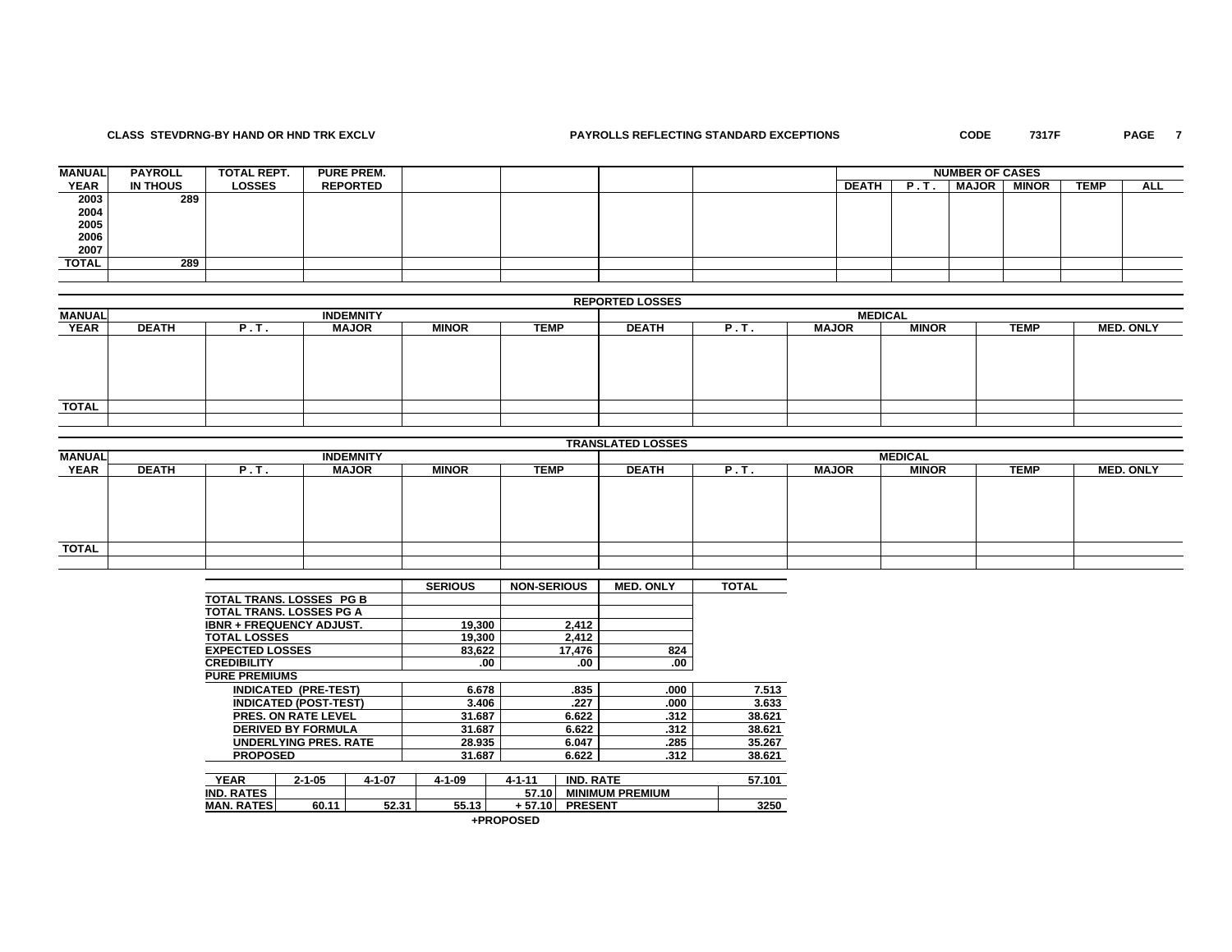**CLASS STEVDRNG-BY HAND OR HND TRK EXCLV** | **PAYROLLS REFLECTING STANDARD EXCEPTIONS** | **CODE 7317F**

| MANUAL YEAR | PAYROLL IN THOUS | TOTAL REPT. LOSSES | PURE PREM. REPORTED | | | | | NUMBER OF CASES DEATH | P.T. | MAJOR | MINOR | TEMP | ALL |
|---|---|---|---|---|---|---|---|---|---|---|---|---|---|
| 2003 | 289 | | | | | | | | | | | | |
| 2004 | | | | | | | | | | | | | |
| 2005 | | | | | | | | | | | | | |
| 2006 | | | | | | | | | | | | | |
| 2007 | | | | | | | | | | | | | |
| TOTAL | 289 | | | | | | | | | | | | |

**REPORTED LOSSES**

| MANUAL YEAR | INDEMNITY DEATH | P.T. | MAJOR | MINOR | TEMP | MEDICAL DEATH | P.T. | MAJOR | MINOR | TEMP | MED. ONLY |
|---|---|---|---|---|---|---|---|---|---|---|---|
| TOTAL | | | | | | | | | | | |

**TRANSLATED LOSSES**

| MANUAL YEAR | INDEMNITY DEATH | P.T. | MAJOR | MINOR | TEMP | MEDICAL DEATH | P.T. | MAJOR | MINOR | TEMP | MED. ONLY |
|---|---|---|---|---|---|---|---|---|---|---|---|
| TOTAL | | | | | | | | | | | |

| | SERIOUS | NON-SERIOUS | MED. ONLY | TOTAL |
|---|---|---|---|---|
| TOTAL TRANS. LOSSES PG B | | | | |
| TOTAL TRANS. LOSSES PG A | | | | |
| IBNR + FREQUENCY ADJUST. | 19,300 | 2,412 | | |
| TOTAL LOSSES | 19,300 | 2,412 | | |
| EXPECTED LOSSES | 83,622 | 17,476 | 824 | |
| CREDIBILITY | .00 | .00 | .00 | |
| PURE PREMIUMS | | | | |
| INDICATED (PRE-TEST) | 6.678 | .835 | .000 | 7.513 |
| INDICATED (POST-TEST) | 3.406 | .227 | .000 | 3.633 |
| PRES. ON RATE LEVEL | 31.687 | 6.622 | .312 | 38.621 |
| DERIVED BY FORMULA | 31.687 | 6.622 | .312 | 38.621 |
| UNDERLYING PRES. RATE | 28.935 | 6.047 | .285 | 35.267 |
| PROPOSED | 31.687 | 6.622 | .312 | 38.621 |

| YEAR | 2-1-05 | 4-1-07 | 4-1-09 | 4-1-11 | IND. RATE | 57.101 |
|---|---|---|---|---|---|---|
| IND. RATES | | | | 57.10 | MINIMUM PREMIUM | |
| MAN. RATES | 60.11 | 52.31 | 55.13 | + 57.10 | PRESENT | 3250 |

+PROPOSED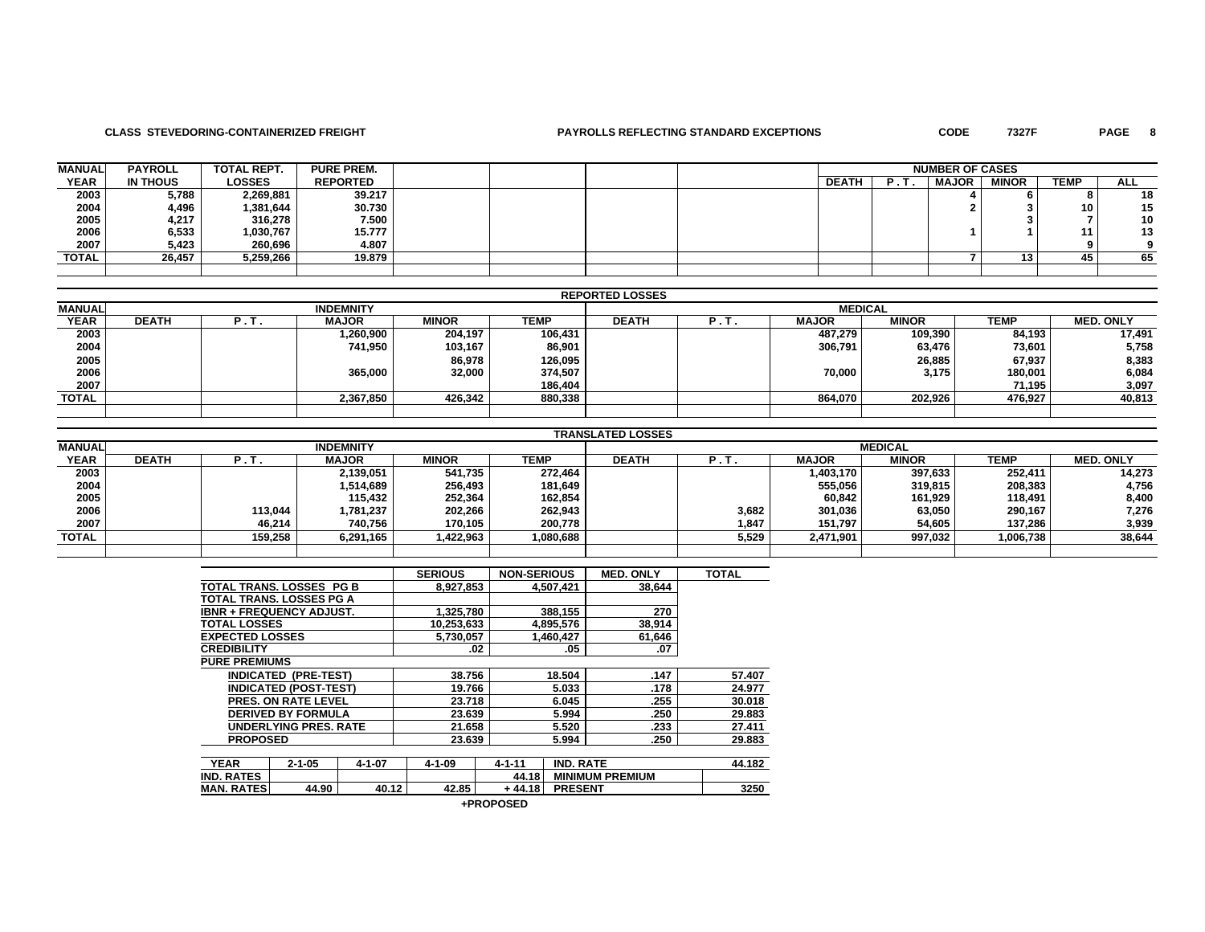**CLASS STEVEDORING-CONTAINERIZED FREIGHT** — **PAYROLLS REFLECTING STANDARD EXCEPTIONS** — **CODE 7327F**

| MANUAL YEAR | PAYROLL IN THOUS | TOTAL REPT. LOSSES | PURE PREM. REPORTED | | | | | NUMBER OF CASES DEATH | P.T. | MAJOR | MINOR | TEMP | ALL |
|---|---|---|---|---|---|---|---|---|---|---|---|---|---|
| 2003 | 5,788 | 2,269,881 | 39.217 | | | | | | | 4 | 6 | 8 | 18 |
| 2004 | 4,496 | 1,381,644 | 30.730 | | | | | | | 2 | 3 | 10 | 15 |
| 2005 | 4,217 | 316,278 | 7.500 | | | | | | | | 3 | 7 | 10 |
| 2006 | 6,533 | 1,030,767 | 15.777 | | | | | | | 1 | 1 | 11 | 13 |
| 2007 | 5,423 | 260,696 | 4.807 | | | | | | | | | 9 | 9 |
| TOTAL | 26,457 | 5,259,266 | 19.879 | | | | | | | 7 | 13 | 45 | 65 |

**REPORTED LOSSES**

| MANUAL YEAR | INDEMNITY DEATH | P.T. | MAJOR | MINOR | TEMP | MEDICAL DEATH | P.T. | MAJOR | MINOR | TEMP | MED. ONLY |
|---|---|---|---|---|---|---|---|---|---|---|---|
| 2003 | | | 1,260,900 | 204,197 | 106,431 | | | 487,279 | 109,390 | 84,193 | 17,491 |
| 2004 | | | 741,950 | 103,167 | 86,901 | | | 306,791 | 63,476 | 73,601 | 5,758 |
| 2005 | | | | 86,978 | 126,095 | | | | 26,885 | 67,937 | 8,383 |
| 2006 | | | 365,000 | 32,000 | 374,507 | | | 70,000 | 3,175 | 180,001 | 6,084 |
| 2007 | | | | | 186,404 | | | | | 71,195 | 3,097 |
| TOTAL | | | 2,367,850 | 426,342 | 880,338 | | | 864,070 | 202,926 | 476,927 | 40,813 |

**TRANSLATED LOSSES**

| MANUAL YEAR | INDEMNITY DEATH | P.T. | MAJOR | MINOR | TEMP | MEDICAL DEATH | P.T. | MAJOR | MINOR | TEMP | MED. ONLY |
|---|---|---|---|---|---|---|---|---|---|---|---|
| 2003 | | | 2,139,051 | 541,735 | 272,464 | | | 1,403,170 | 397,633 | 252,411 | 14,273 |
| 2004 | | | 1,514,689 | 256,493 | 181,649 | | | 555,056 | 319,815 | 208,383 | 4,756 |
| 2005 | | | 115,432 | 252,364 | 162,854 | | | 60,842 | 161,929 | 118,491 | 8,400 |
| 2006 | | 113,044 | 1,781,237 | 202,266 | 262,943 | | 3,682 | 301,036 | 63,050 | 290,167 | 7,276 |
| 2007 | | 46,214 | 740,756 | 170,105 | 200,778 | | 1,847 | 151,797 | 54,605 | 137,286 | 3,939 |
| TOTAL | | 159,258 | 6,291,165 | 1,422,963 | 1,080,688 | | 5,529 | 2,471,901 | 997,032 | 1,006,738 | 38,644 |

| | SERIOUS | NON-SERIOUS | MED. ONLY | TOTAL |
|---|---|---|---|---|
| TOTAL TRANS. LOSSES PG B | 8,927,853 | 4,507,421 | 38,644 | |
| TOTAL TRANS. LOSSES PG A | | | | |
| IBNR + FREQUENCY ADJUST. | 1,325,780 | 388,155 | 270 | |
| TOTAL LOSSES | 10,253,633 | 4,895,576 | 38,914 | |
| EXPECTED LOSSES | 5,730,057 | 1,460,427 | 61,646 | |
| CREDIBILITY | .02 | .05 | .07 | |
| PURE PREMIUMS | | | | |
| INDICATED (PRE-TEST) | 38.756 | 18.504 | .147 | 57.407 |
| INDICATED (POST-TEST) | 19.766 | 5.033 | .178 | 24.977 |
| PRES. ON RATE LEVEL | 23.718 | 6.045 | .255 | 30.018 |
| DERIVED BY FORMULA | 23.639 | 5.994 | .250 | 29.883 |
| UNDERLYING PRES. RATE | 21.658 | 5.520 | .233 | 27.411 |
| PROPOSED | 23.639 | 5.994 | .250 | 29.883 |

| YEAR | 2-1-05 | 4-1-07 | 4-1-09 | 4-1-11 | IND. RATE | 44.182 |
|---|---|---|---|---|---|---|
| IND. RATES | | | | 44.18 | MINIMUM PREMIUM | |
| MAN. RATES | 44.90 | 40.12 | 42.85 | + 44.18 | PRESENT | 3250 |

+PROPOSED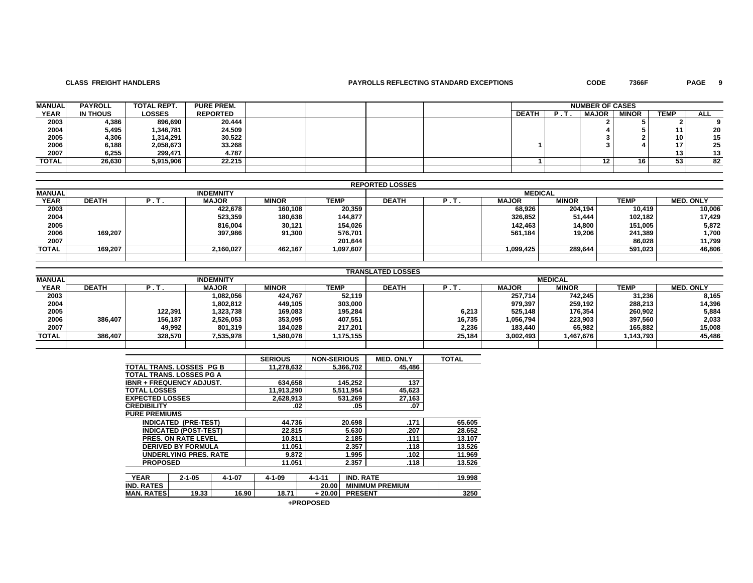**CLASS FREIGHT HANDLERS** **PAYROLLS REFLECTING STANDARD EXCEPTIONS** **CODE 7366F**

| MANUAL YEAR | PAYROLL IN THOUS | TOTAL REPT. LOSSES | PURE PREM. REPORTED | NUMBER OF CASES DEATH | P.T. | MAJOR | MINOR | TEMP | ALL |
|---|---|---|---|---|---|---|---|---|---|
| 2003 | 4,386 | 896,690 | 20.444 | | | 2 | 5 | 2 | 9 |
| 2004 | 5,495 | 1,346,781 | 24.509 | | | 4 | 5 | 11 | 20 |
| 2005 | 4,306 | 1,314,291 | 30.522 | | | 3 | 2 | 10 | 15 |
| 2006 | 6,188 | 2,058,673 | 33.268 | 1 | | 3 | 4 | 17 | 25 |
| 2007 | 6,255 | 299,471 | 4.787 | | | | | 13 | 13 |
| TOTAL | 26,630 | 5,915,906 | 22.215 | 1 | | 12 | 16 | 53 | 82 |

**REPORTED LOSSES**

| MANUAL | INDEMNITY | | | | | MEDICAL | | | | | |
|---|---|---|---|---|---|---|---|---|---|---|---|
| YEAR | DEATH | P.T. | MAJOR | MINOR | TEMP | DEATH | P.T. | MAJOR | MINOR | TEMP | MED. ONLY |
| 2003 | | | 422,678 | 160,108 | 20,359 | | | 68,926 | 204,194 | 10,419 | 10,006 |
| 2004 | | | 523,359 | 180,638 | 144,877 | | | 326,852 | 51,444 | 102,182 | 17,429 |
| 2005 | | | 816,004 | 30,121 | 154,026 | | | 142,463 | 14,800 | 151,005 | 5,872 |
| 2006 | 169,207 | | 397,986 | 91,300 | 576,701 | | | 561,184 | 19,206 | 241,389 | 1,700 |
| 2007 | | | | | 201,644 | | | | | 86,028 | 11,799 |
| TOTAL | 169,207 | | 2,160,027 | 462,167 | 1,097,607 | | | 1,099,425 | 289,644 | 591,023 | 46,806 |

**TRANSLATED LOSSES**

| MANUAL | INDEMNITY | | | | | MEDICAL | | | | | |
|---|---|---|---|---|---|---|---|---|---|---|---|
| YEAR | DEATH | P.T. | MAJOR | MINOR | TEMP | DEATH | P.T. | MAJOR | MINOR | TEMP | MED. ONLY |
| 2003 | | | 1,082,056 | 424,767 | 52,119 | | | 257,714 | 742,245 | 31,236 | 8,165 |
| 2004 | | | 1,802,812 | 449,105 | 303,000 | | | 979,397 | 259,192 | 288,213 | 14,396 |
| 2005 | | 122,391 | 1,323,738 | 169,083 | 195,284 | | 6,213 | 525,148 | 176,354 | 260,902 | 5,884 |
| 2006 | 386,407 | 156,187 | 2,526,053 | 353,095 | 407,551 | | 16,735 | 1,056,794 | 223,903 | 397,560 | 2,033 |
| 2007 | | 49,992 | 801,319 | 184,028 | 217,201 | | 2,236 | 183,440 | 65,982 | 165,882 | 15,008 |
| TOTAL | 386,407 | 328,570 | 7,535,978 | 1,580,078 | 1,175,155 | | 25,184 | 3,002,493 | 1,467,676 | 1,143,793 | 45,486 |

| | SERIOUS | NON-SERIOUS | MED. ONLY | TOTAL |
|---|---|---|---|---|
| TOTAL TRANS. LOSSES PG B | 11,278,632 | 5,366,702 | 45,486 | |
| TOTAL TRANS. LOSSES PG A | | | | |
| IBNR + FREQUENCY ADJUST. | 634,658 | 145,252 | 137 | |
| TOTAL LOSSES | 11,913,290 | 5,511,954 | 45,623 | |
| EXPECTED LOSSES | 2,628,913 | 531,269 | 27,163 | |
| CREDIBILITY | .02 | .05 | .07 | |
| PURE PREMIUMS | | | | |
| INDICATED (PRE-TEST) | 44.736 | 20.698 | .171 | 65.605 |
| INDICATED (POST-TEST) | 22.815 | 5.630 | .207 | 28.652 |
| PRES. ON RATE LEVEL | 10.811 | 2.185 | .111 | 13.107 |
| DERIVED BY FORMULA | 11.051 | 2.357 | .118 | 13.526 |
| UNDERLYING PRES. RATE | 9.872 | 1.995 | .102 | 11.969 |
| PROPOSED | 11.051 | 2.357 | .118 | 13.526 |

| YEAR | 2-1-05 | 4-1-07 | 4-1-09 | 4-1-11 | IND. RATE | 19.998 |
|---|---|---|---|---|---|---|
| IND. RATES | | | | 20.00 | MINIMUM PREMIUM | |
| MAN. RATES | 19.33 | 16.90 | 18.71 | + 20.00 | PRESENT | 3250 |

+PROPOSED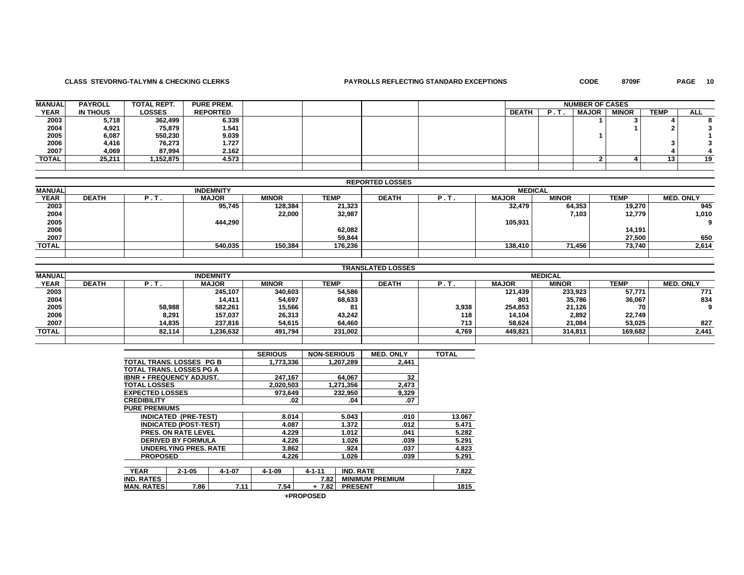**CLASS STEVDRNG-TALYMN & CHECKING CLERKS** **PAYROLLS REFLECTING STANDARD EXCEPTIONS** **CODE 8709F**

| MANUAL YEAR | PAYROLL IN THOUS | TOTAL REPT. LOSSES | PURE PREM. REPORTED | NUMBER OF CASES DEATH | P.T. | MAJOR | MINOR | TEMP | ALL |
|---|---|---|---|---|---|---|---|---|---|
| 2003 | 5,718 | 362,499 | 6.339 | | | 1 | 3 | 4 | 8 |
| 2004 | 4,921 | 75,879 | 1.541 | | | | 1 | 2 | 3 |
| 2005 | 6,087 | 550,230 | 9.039 | | | 1 | | | 1 |
| 2006 | 4,416 | 76,273 | 1.727 | | | | | 3 | 3 |
| 2007 | 4,069 | 87,994 | 2.162 | | | | | 4 | 4 |
| TOTAL | 25,211 | 1,152,875 | 4.573 | | | 2 | 4 | 13 | 19 |

**REPORTED LOSSES**

| MANUAL YEAR | INDEMNITY DEATH | P.T. | MAJOR | MINOR | TEMP | MEDICAL DEATH | P.T. | MAJOR | MINOR | TEMP | MED. ONLY |
|---|---|---|---|---|---|---|---|---|---|---|---|
| 2003 | | | 95,745 | 128,384 | 21,323 | | | 32,479 | 64,353 | 19,270 | 945 |
| 2004 | | | | 22,000 | 32,987 | | | | 7,103 | 12,779 | 1,010 |
| 2005 | | | 444,290 | | | | | 105,931 | | | 9 |
| 2006 | | | | | 62,082 | | | | | 14,191 | |
| 2007 | | | | | 59,844 | | | | | 27,500 | 650 |
| TOTAL | | | 540,035 | 150,384 | 176,236 | | | 138,410 | 71,456 | 73,740 | 2,614 |

**TRANSLATED LOSSES**

| MANUAL YEAR | INDEMNITY DEATH | P.T. | MAJOR | MINOR | TEMP | MEDICAL DEATH | P.T. | MAJOR | MINOR | TEMP | MED. ONLY |
|---|---|---|---|---|---|---|---|---|---|---|---|
| 2003 | | | 245,107 | 340,603 | 54,586 | | | 121,439 | 233,923 | 57,771 | 771 |
| 2004 | | | 14,411 | 54,697 | 68,633 | | | 801 | 35,786 | 36,067 | 834 |
| 2005 | | 58,988 | 582,261 | 15,566 | 81 | | 3,938 | 254,853 | 21,126 | 70 | 9 |
| 2006 | | 8,291 | 157,037 | 26,313 | 43,242 | | 118 | 14,104 | 2,892 | 22,749 | |
| 2007 | | 14,835 | 237,816 | 54,615 | 64,460 | | 713 | 58,624 | 21,084 | 53,025 | 827 |
| TOTAL | | 82,114 | 1,236,632 | 491,794 | 231,002 | | 4,769 | 449,821 | 314,811 | 169,682 | 2,441 |

| | SERIOUS | NON-SERIOUS | MED. ONLY | TOTAL |
|---|---|---|---|---|
| TOTAL TRANS. LOSSES PG B | 1,773,336 | 1,207,289 | 2,441 | |
| TOTAL TRANS. LOSSES PG A | | | | |
| IBNR + FREQUENCY ADJUST. | 247,167 | 64,067 | 32 | |
| TOTAL LOSSES | 2,020,503 | 1,271,356 | 2,473 | |
| EXPECTED LOSSES | 973,649 | 232,950 | 9,329 | |
| CREDIBILITY | .02 | .04 | .07 | |
| PURE PREMIUMS | | | | |
| INDICATED (PRE-TEST) | 8.014 | 5.043 | .010 | 13.067 |
| INDICATED (POST-TEST) | 4.087 | 1.372 | .012 | 5.471 |
| PRES. ON RATE LEVEL | 4.229 | 1.012 | .041 | 5.282 |
| DERIVED BY FORMULA | 4.226 | 1.026 | .039 | 5.291 |
| UNDERLYING PRES. RATE | 3.862 | .924 | .037 | 4.823 |
| PROPOSED | 4.226 | 1.026 | .039 | 5.291 |

| YEAR | 2-1-05 | 4-1-07 | 4-1-09 | 4-1-11 | | |
|---|---|---|---|---|---|---|
| IND. RATES | | | | 7.82 | IND. RATE | 7.822 |
| MAN. RATES | 7.86 | 7.11 | 7.54 | + 7.82 | MINIMUM PREMIUM | |
| | | | | | PRESENT | 1815 |

+PROPOSED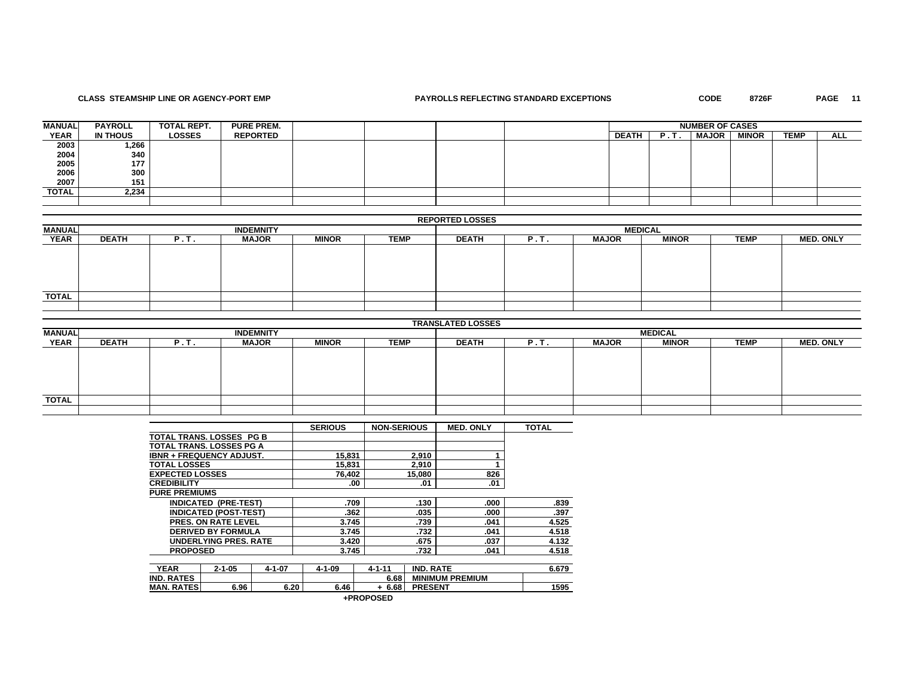**CLASS STEAMSHIP LINE OR AGENCY-PORT EMP** **PAYROLLS REFLECTING STANDARD EXCEPTIONS** **CODE 8726F**

| MANUAL YEAR | PAYROLL IN THOUS | TOTAL REPT. LOSSES | PURE PREM. REPORTED | | | | | NUMBER OF CASES | | | | | |
|---|---|---|---|---|---|---|---|---|---|---|---|---|---|
| | | | | | | | | DEATH | P.T. | MAJOR | MINOR | TEMP | ALL |
| 2003 | 1,266 | | | | | | | | | | | | |
| 2004 | 340 | | | | | | | | | | | | |
| 2005 | 177 | | | | | | | | | | | | |
| 2006 | 300 | | | | | | | | | | | | |
| 2007 | 151 | | | | | | | | | | | | |
| TOTAL | 2,234 | | | | | | | | | | | | |

**REPORTED LOSSES**

| MANUAL YEAR | INDEMNITY | | | | | MEDICAL | | | | | |
|---|---|---|---|---|---|---|---|---|---|---|---|
| | DEATH | P.T. | MAJOR | MINOR | TEMP | DEATH | P.T. | MAJOR | MINOR | TEMP | MED. ONLY |
| TOTAL | | | | | | | | | | | |

**TRANSLATED LOSSES**

| MANUAL YEAR | INDEMNITY | | | | | MEDICAL | | | | | |
|---|---|---|---|---|---|---|---|---|---|---|---|
| | DEATH | P.T. | MAJOR | MINOR | TEMP | DEATH | P.T. | MAJOR | MINOR | TEMP | MED. ONLY |
| TOTAL | | | | | | | | | | | |

| | SERIOUS | NON-SERIOUS | MED. ONLY | TOTAL |
|---|---|---|---|---|
| TOTAL TRANS. LOSSES PG B | | | | |
| TOTAL TRANS. LOSSES PG A | | | | |
| IBNR + FREQUENCY ADJUST. | 15,831 | 2,910 | 1 | |
| TOTAL LOSSES | 15,831 | 2,910 | 1 | |
| EXPECTED LOSSES | 76,402 | 15,080 | 826 | |
| CREDIBILITY | .00 | .01 | .01 | |
| PURE PREMIUMS | | | | |
| INDICATED (PRE-TEST) | .709 | .130 | .000 | .839 |
| INDICATED (POST-TEST) | .362 | .035 | .000 | .397 |
| PRES. ON RATE LEVEL | 3.745 | .739 | .041 | 4.525 |
| DERIVED BY FORMULA | 3.745 | .732 | .041 | 4.518 |
| UNDERLYING PRES. RATE | 3.420 | .675 | .037 | 4.132 |
| PROPOSED | 3.745 | .732 | .041 | 4.518 |

| YEAR | 2-1-05 | 4-1-07 | 4-1-09 | 4-1-11 | IND. RATE | 6.679 |
|---|---|---|---|---|---|---|
| IND. RATES | | | | 6.68 | MINIMUM PREMIUM | |
| MAN. RATES | 6.96 | 6.20 | 6.46 | + 6.68 | PRESENT | 1595 |

+PROPOSED